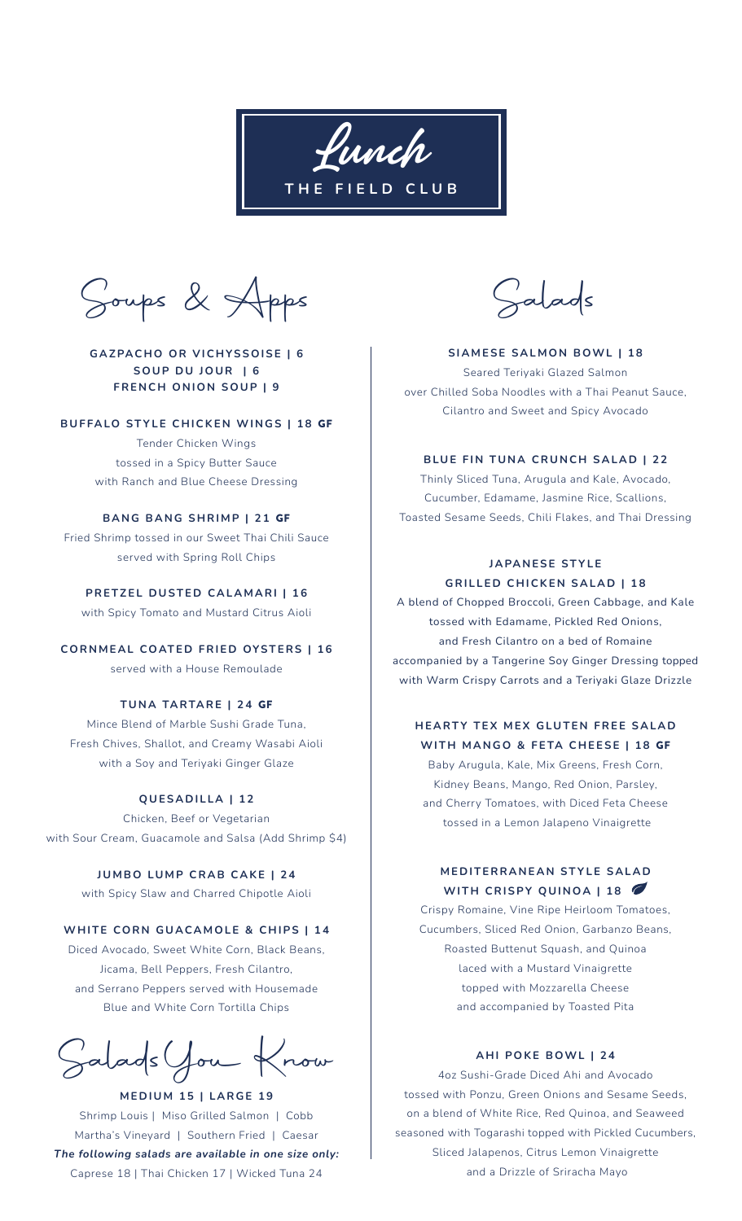# Lunch

## THE FIELD CLUB

## Soups & Apps

**GAZPACHO OR VICHYSSOISE | 6**
**SOUP DU JOUR | 6**
**FRENCH ONION SOUP | 9**

**BUFFALO STYLE CHICKEN WINGS | 18 GF**
Tender Chicken Wings
tossed in a Spicy Butter Sauce
with Ranch and Blue Cheese Dressing

**BANG BANG SHRIMP | 21 GF**
Fried Shrimp tossed in our Sweet Thai Chili Sauce
served with Spring Roll Chips

**PRETZEL DUSTED CALAMARI | 16**
with Spicy Tomato and Mustard Citrus Aioli

**CORNMEAL COATED FRIED OYSTERS | 16**
served with a House Remoulade

**TUNA TARTARE | 24 GF**
Mince Blend of Marble Sushi Grade Tuna,
Fresh Chives, Shallot, and Creamy Wasabi Aioli
with a Soy and Teriyaki Ginger Glaze

**QUESADILLA | 12**
Chicken, Beef or Vegetarian
with Sour Cream, Guacamole and Salsa (Add Shrimp $4)

**JUMBO LUMP CRAB CAKE | 24**
with Spicy Slaw and Charred Chipotle Aioli

**WHITE CORN GUACAMOLE & CHIPS | 14**
Diced Avocado, Sweet White Corn, Black Beans,
Jicama, Bell Peppers, Fresh Cilantro,
and Serrano Peppers served with Housemade
Blue and White Corn Tortilla Chips

## Salads You Know

**MEDIUM 15 | LARGE 19**
Shrimp Louis | Miso Grilled Salmon | Cobb
Martha's Vineyard | Southern Fried | Caesar
***The following salads are available in one size only:***
Caprese 18 | Thai Chicken 17 | Wicked Tuna 24

## Salads

**SIAMESE SALMON BOWL | 18**
Seared Teriyaki Glazed Salmon
over Chilled Soba Noodles with a Thai Peanut Sauce,
Cilantro and Sweet and Spicy Avocado

**BLUE FIN TUNA CRUNCH SALAD | 22**
Thinly Sliced Tuna, Arugula and Kale, Avocado,
Cucumber, Edamame, Jasmine Rice, Scallions,
Toasted Sesame Seeds, Chili Flakes, and Thai Dressing

**JAPANESE STYLE GRILLED CHICKEN SALAD | 18**
A blend of Chopped Broccoli, Green Cabbage, and Kale
tossed with Edamame, Pickled Red Onions,
and Fresh Cilantro on a bed of Romaine
accompanied by a Tangerine Soy Ginger Dressing topped
with Warm Crispy Carrots and a Teriyaki Glaze Drizzle

**HEARTY TEX MEX GLUTEN FREE SALAD WITH MANGO & FETA CHEESE | 18 GF**
Baby Arugula, Kale, Mix Greens, Fresh Corn,
Kidney Beans, Mango, Red Onion, Parsley,
and Cherry Tomatoes, with Diced Feta Cheese
tossed in a Lemon Jalapeno Vinaigrette

**MEDITERRANEAN STYLE SALAD WITH CRISPY QUINOA | 18**
Crispy Romaine, Vine Ripe Heirloom Tomatoes,
Cucumbers, Sliced Red Onion, Garbanzo Beans,
Roasted Buttenut Squash, and Quinoa
laced with a Mustard Vinaigrette
topped with Mozzarella Cheese
and accompanied by Toasted Pita

**AHI POKE BOWL | 24**
4oz Sushi-Grade Diced Ahi and Avocado
tossed with Ponzu, Green Onions and Sesame Seeds,
on a blend of White Rice, Red Quinoa, and Seaweed
seasoned with Togarashi topped with Pickled Cucumbers,
Sliced Jalapenos, Citrus Lemon Vinaigrette
and a Drizzle of Sriracha Mayo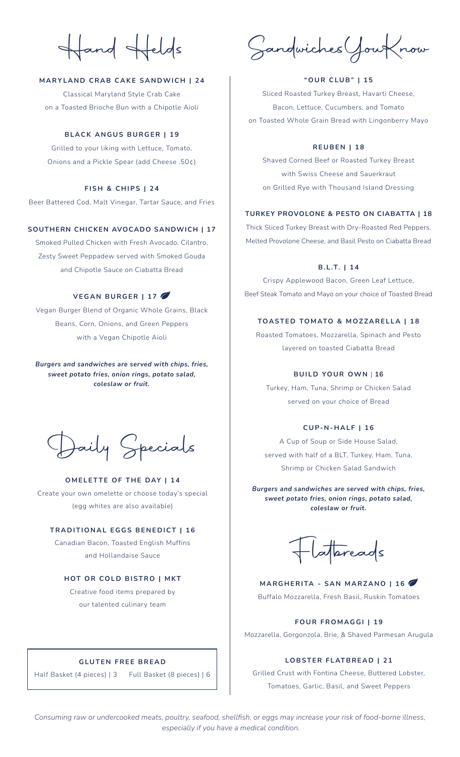## Hand Helds

**MARYLAND CRAB CAKE SANDWICH | 24**

Classical Maryland Style Crab Cake
on a Toasted Brioche Bun with a Chipotle Aioli

**BLACK ANGUS BURGER | 19**

Grilled to your liking with Lettuce, Tomato,
Onions and a Pickle Spear (add Cheese .50¢)

**FISH & CHIPS | 24**

Beer Battered Cod, Malt Vinegar, Tartar Sauce, and Fries

**SOUTHERN CHICKEN AVOCADO SANDWICH | 17**

Smoked Pulled Chicken with Fresh Avocado, Cilantro,
Zesty Sweet Peppadew served with Smoked Gouda
and Chipotle Sauce on Ciabatta Bread

**VEGAN BURGER | 17**

Vegan Burger Blend of Organic Whole Grains, Black
Beans, Corn, Onions, and Green Peppers
with a Vegan Chipotle Aioli

***Burgers and sandwiches are served with chips, fries, sweet potato fries, onion rings, potato salad, coleslaw or fruit.***

## Daily Specials

**OMELETTE OF THE DAY | 14**

Create your own omelette or choose today's special
(egg whites are also available)

**TRADITIONAL EGGS BENEDICT | 16**

Canadian Bacon, Toasted English Muffins
and Hollandaise Sauce

**HOT OR COLD BISTRO | MKT**

Creative food items prepared by
our talented culinary team

**GLUTEN FREE BREAD**

Half Basket (4 pieces) | 3 Full Basket (8 pieces) | 6

## Sandwiches You Know

**"OUR CLUB" | 15**

Sliced Roasted Turkey Breast, Havarti Cheese,
Bacon, Lettuce, Cucumbers, and Tomato
on Toasted Whole Grain Bread with Lingonberry Mayo

**REUBEN | 18**

Shaved Corned Beef or Roasted Turkey Breast
with Swiss Cheese and Sauerkraut
on Grilled Rye with Thousand Island Dressing

**TURKEY PROVOLONE & PESTO ON CIABATTA | 18**

Thick Sliced Turkey Breast with Dry-Roasted Red Peppers,
Melted Provolone Cheese, and Basil Pesto on Ciabatta Bread

**B.L.T. | 14**

Crispy Applewood Bacon, Green Leaf Lettuce,
Beef Steak Tomato and Mayo on your choice of Toasted Bread

**TOASTED TOMATO & MOZZARELLA | 18**

Roasted Tomatoes, Mozzarella, Spinach and Pesto
layered on toasted Ciabatta Bread

**BUILD YOUR OWN | 16**

Turkey, Ham, Tuna, Shrimp or Chicken Salad
served on your choice of Bread

**CUP-N-HALF | 16**

A Cup of Soup or Side House Salad,
served with half of a BLT, Turkey, Ham, Tuna,
Shrimp or Chicken Salad Sandwich

***Burgers and sandwiches are served with chips, fries, sweet potato fries, onion rings, potato salad, coleslaw or fruit.***

## Flatbreads

**MARGHERITA - SAN MARZANO | 16**

Buffalo Mozzarella, Fresh Basil, Ruskin Tomatoes

**FOUR FROMAGGI | 19**

Mozzarella, Gorgonzola, Brie, & Shaved Parmesan Arugula

**LOBSTER FLATBREAD | 21**

Grilled Crust with Fontina Cheese, Buttered Lobster,
Tomatoes, Garlic, Basil, and Sweet Peppers

*Consuming raw or undercooked meats, poultry, seafood, shellfish, or eggs may increase your risk of food-borne illness, especially if you have a medical condition.*